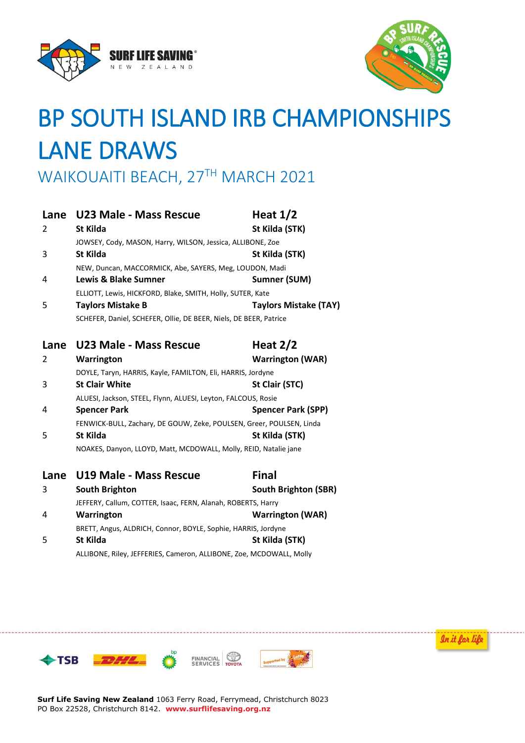# BP SOUTH ISLAND IRB CHAMPIONSHIPS

# LANE DRAWS

## WAIKOUAITI BEACH, 27TH MARCH 2021

| Lane | U23 Male - Mass Rescue | Heat 1/2 |
|---|---|---|
| 2 | **St Kilda** | **St Kilda (STK)** |
| | JOWSEY, Cody, MASON, Harry, WILSON, Jessica, ALLIBONE, Zoe | |
| 3 | **St Kilda** | **St Kilda (STK)** |
| | NEW, Duncan, MACCORMICK, Abe, SAYERS, Meg, LOUDON, Madi | |
| 4 | **Lewis & Blake Sumner** | **Sumner (SUM)** |
| | ELLIOTT, Lewis, HICKFORD, Blake, SMITH, Holly, SUTER, Kate | |
| 5 | **Taylors Mistake B** | **Taylors Mistake (TAY)** |
| | SCHEFER, Daniel, SCHEFER, Ollie, DE BEER, Niels, DE BEER, Patrice | |

| Lane | U23 Male - Mass Rescue | Heat 2/2 |
|---|---|---|
| 2 | **Warrington** | **Warrington (WAR)** |
| | DOYLE, Taryn, HARRIS, Kayle, FAMILTON, Eli, HARRIS, Jordyne | |
| 3 | **St Clair White** | **St Clair (STC)** |
| | ALUESI, Jackson, STEEL, Flynn, ALUESI, Leyton, FALCOUS, Rosie | |
| 4 | **Spencer Park** | **Spencer Park (SPP)** |
| | FENWICK-BULL, Zachary, DE GOUW, Zeke, POULSEN, Greer, POULSEN, Linda | |
| 5 | **St Kilda** | **St Kilda (STK)** |
| | NOAKES, Danyon, LLOYD, Matt, MCDOWALL, Molly, REID, Natalie jane | |

| Lane | U19 Male - Mass Rescue | Final |
|---|---|---|
| 3 | **South Brighton** | **South Brighton (SBR)** |
| | JEFFERY, Callum, COTTER, Isaac, FERN, Alanah, ROBERTS, Harry | |
| 4 | **Warrington** | **Warrington (WAR)** |
| | BRETT, Angus, ALDRICH, Connor, BOYLE, Sophie, HARRIS, Jordyne | |
| 5 | **St Kilda** | **St Kilda (STK)** |
| | ALLIBONE, Riley, JEFFERIES, Cameron, ALLIBONE, Zoe, MCDOWALL, Molly | |

**Surf Life Saving New Zealand** 1063 Ferry Road, Ferrymead, Christchurch 8023
PO Box 22528, Christchurch 8142. **www.surflifesaving.org.nz**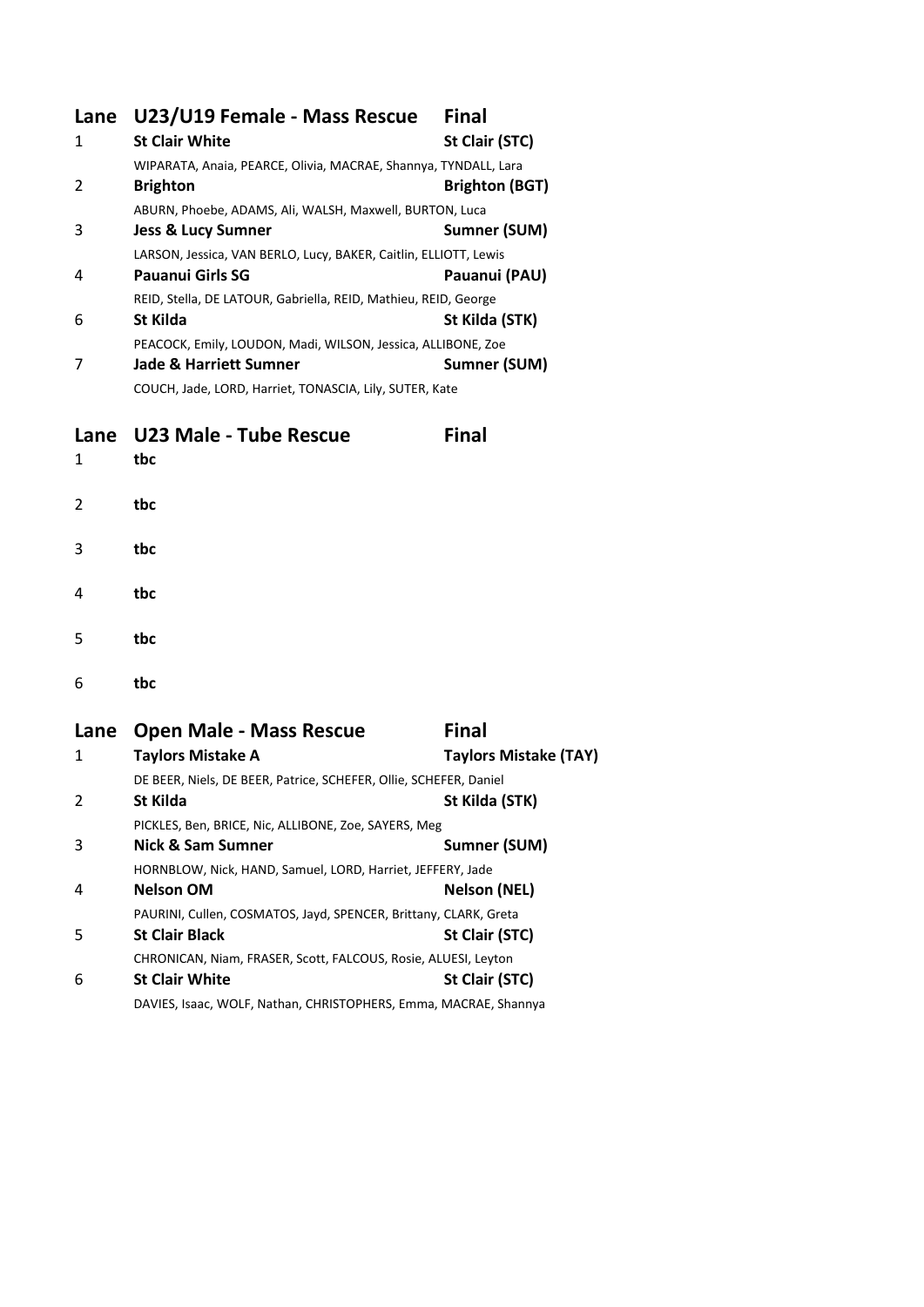| Lane | U23/U19 Female - Mass Rescue | Final |
|---|---|---|
| 1 | **St Clair White** | **St Clair (STC)** |
| | WIPARATA, Anaia, PEARCE, Olivia, MACRAE, Shannya, TYNDALL, Lara | |
| 2 | **Brighton** | **Brighton (BGT)** |
| | ABURN, Phoebe, ADAMS, Ali, WALSH, Maxwell, BURTON, Luca | |
| 3 | **Jess & Lucy Sumner** | **Sumner (SUM)** |
| | LARSON, Jessica, VAN BERLO, Lucy, BAKER, Caitlin, ELLIOTT, Lewis | |
| 4 | **Pauanui Girls SG** | **Pauanui (PAU)** |
| | REID, Stella, DE LATOUR, Gabriella, REID, Mathieu, REID, George | |
| 6 | **St Kilda** | **St Kilda (STK)** |
| | PEACOCK, Emily, LOUDON, Madi, WILSON, Jessica, ALLIBONE, Zoe | |
| 7 | **Jade & Harriett Sumner** | **Sumner (SUM)** |
| | COUCH, Jade, LORD, Harriet, TONASCIA, Lily, SUTER, Kate | |

| Lane | U23 Male - Tube Rescue | Final |
|---|---|---|
| 1 | **tbc** | |
| 2 | **tbc** | |
| 3 | **tbc** | |
| 4 | **tbc** | |
| 5 | **tbc** | |
| 6 | **tbc** | |

| Lane | Open Male - Mass Rescue | Final |
|---|---|---|
| 1 | **Taylors Mistake A** | **Taylors Mistake (TAY)** |
| | DE BEER, Niels, DE BEER, Patrice, SCHEFER, Ollie, SCHEFER, Daniel | |
| 2 | **St Kilda** | **St Kilda (STK)** |
| | PICKLES, Ben, BRICE, Nic, ALLIBONE, Zoe, SAYERS, Meg | |
| 3 | **Nick & Sam Sumner** | **Sumner (SUM)** |
| | HORNBLOW, Nick, HAND, Samuel, LORD, Harriet, JEFFERY, Jade | |
| 4 | **Nelson OM** | **Nelson (NEL)** |
| | PAURINI, Cullen, COSMATOS, Jayd, SPENCER, Brittany, CLARK, Greta | |
| 5 | **St Clair Black** | **St Clair (STC)** |
| | CHRONICAN, Niam, FRASER, Scott, FALCOUS, Rosie, ALUESI, Leyton | |
| 6 | **St Clair White** | **St Clair (STC)** |
| | DAVIES, Isaac, WOLF, Nathan, CHRISTOPHERS, Emma, MACRAE, Shannya | |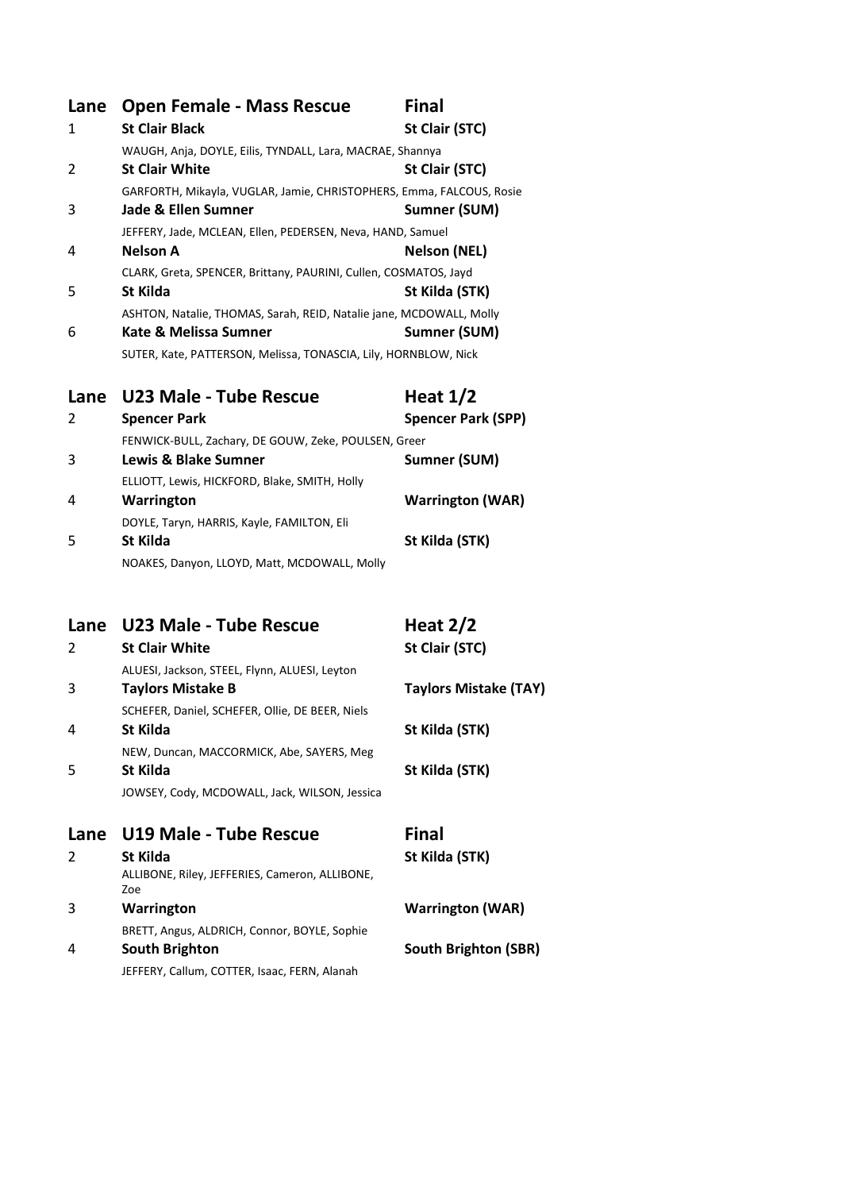| Lane | Open Female - Mass Rescue | Final |
| --- | --- | --- |
| 1 | **St Clair Black** | **St Clair (STC)** |
| | WAUGH, Anja, DOYLE, Eilis, TYNDALL, Lara, MACRAE, Shannya | |
| 2 | **St Clair White** | **St Clair (STC)** |
| | GARFORTH, Mikayla, VUGLAR, Jamie, CHRISTOPHERS, Emma, FALCOUS, Rosie | |
| 3 | **Jade & Ellen Sumner** | **Sumner (SUM)** |
| | JEFFERY, Jade, MCLEAN, Ellen, PEDERSEN, Neva, HAND, Samuel | |
| 4 | **Nelson A** | **Nelson (NEL)** |
| | CLARK, Greta, SPENCER, Brittany, PAURINI, Cullen, COSMATOS, Jayd | |
| 5 | **St Kilda** | **St Kilda (STK)** |
| | ASHTON, Natalie, THOMAS, Sarah, REID, Natalie jane, MCDOWALL, Molly | |
| 6 | **Kate & Melissa Sumner** | **Sumner (SUM)** |
| | SUTER, Kate, PATTERSON, Melissa, TONASCIA, Lily, HORNBLOW, Nick | |

| Lane | U23 Male - Tube Rescue | Heat 1/2 |
| --- | --- | --- |
| 2 | **Spencer Park** | **Spencer Park (SPP)** |
| | FENWICK-BULL, Zachary, DE GOUW, Zeke, POULSEN, Greer | |
| 3 | **Lewis & Blake Sumner** | **Sumner (SUM)** |
| | ELLIOTT, Lewis, HICKFORD, Blake, SMITH, Holly | |
| 4 | **Warrington** | **Warrington (WAR)** |
| | DOYLE, Taryn, HARRIS, Kayle, FAMILTON, Eli | |
| 5 | **St Kilda** | **St Kilda (STK)** |
| | NOAKES, Danyon, LLOYD, Matt, MCDOWALL, Molly | |

| Lane | U23 Male - Tube Rescue | Heat 2/2 |
| --- | --- | --- |
| 2 | **St Clair White** | **St Clair (STC)** |
| | ALUESI, Jackson, STEEL, Flynn, ALUESI, Leyton | |
| 3 | **Taylors Mistake B** | **Taylors Mistake (TAY)** |
| | SCHEFER, Daniel, SCHEFER, Ollie, DE BEER, Niels | |
| 4 | **St Kilda** | **St Kilda (STK)** |
| | NEW, Duncan, MACCORMICK, Abe, SAYERS, Meg | |
| 5 | **St Kilda** | **St Kilda (STK)** |
| | JOWSEY, Cody, MCDOWALL, Jack, WILSON, Jessica | |

| Lane | U19 Male - Tube Rescue | Final |
| --- | --- | --- |
| 2 | **St Kilda** | **St Kilda (STK)** |
| | ALLIBONE, Riley, JEFFERIES, Cameron, ALLIBONE, Zoe | |
| 3 | **Warrington** | **Warrington (WAR)** |
| | BRETT, Angus, ALDRICH, Connor, BOYLE, Sophie | |
| 4 | **South Brighton** | **South Brighton (SBR)** |
| | JEFFERY, Callum, COTTER, Isaac, FERN, Alanah | |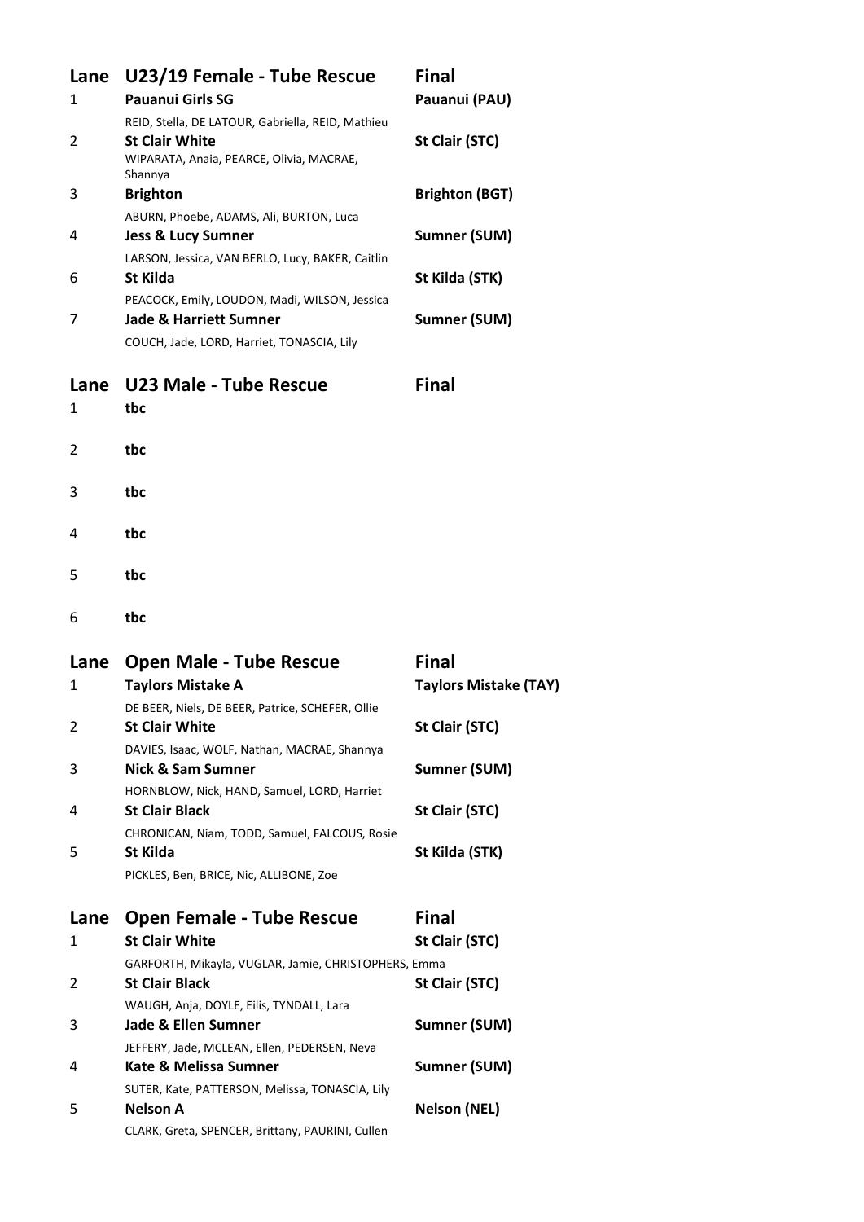| Lane | U23/19 Female - Tube Rescue | Final |
|---|---|---|
| 1 | **Pauanui Girls SG** | **Pauanui (PAU)** |
| | REID, Stella, DE LATOUR, Gabriella, REID, Mathieu | |
| 2 | **St Clair White** | **St Clair (STC)** |
| | WIPARATA, Anaia, PEARCE, Olivia, MACRAE, Shannya | |
| 3 | **Brighton** | **Brighton (BGT)** |
| | ABURN, Phoebe, ADAMS, Ali, BURTON, Luca | |
| 4 | **Jess & Lucy Sumner** | **Sumner (SUM)** |
| | LARSON, Jessica, VAN BERLO, Lucy, BAKER, Caitlin | |
| 6 | **St Kilda** | **St Kilda (STK)** |
| | PEACOCK, Emily, LOUDON, Madi, WILSON, Jessica | |
| 7 | **Jade & Harriett Sumner** | **Sumner (SUM)** |
| | COUCH, Jade, LORD, Harriet, TONASCIA, Lily | |

| Lane | U23 Male - Tube Rescue | Final |
|---|---|---|
| 1 | **tbc** | |
| 2 | **tbc** | |
| 3 | **tbc** | |
| 4 | **tbc** | |
| 5 | **tbc** | |
| 6 | **tbc** | |

| Lane | Open Male - Tube Rescue | Final |
|---|---|---|
| 1 | **Taylors Mistake A** | **Taylors Mistake (TAY)** |
| | DE BEER, Niels, DE BEER, Patrice, SCHEFER, Ollie | |
| 2 | **St Clair White** | **St Clair (STC)** |
| | DAVIES, Isaac, WOLF, Nathan, MACRAE, Shannya | |
| 3 | **Nick & Sam Sumner** | **Sumner (SUM)** |
| | HORNBLOW, Nick, HAND, Samuel, LORD, Harriet | |
| 4 | **St Clair Black** | **St Clair (STC)** |
| | CHRONICAN, Niam, TODD, Samuel, FALCOUS, Rosie | |
| 5 | **St Kilda** | **St Kilda (STK)** |
| | PICKLES, Ben, BRICE, Nic, ALLIBONE, Zoe | |

| Lane | Open Female - Tube Rescue | Final |
|---|---|---|
| 1 | **St Clair White** | **St Clair (STC)** |
| | GARFORTH, Mikayla, VUGLAR, Jamie, CHRISTOPHERS, Emma | |
| 2 | **St Clair Black** | **St Clair (STC)** |
| | WAUGH, Anja, DOYLE, Eilis, TYNDALL, Lara | |
| 3 | **Jade & Ellen Sumner** | **Sumner (SUM)** |
| | JEFFERY, Jade, MCLEAN, Ellen, PEDERSEN, Neva | |
| 4 | **Kate & Melissa Sumner** | **Sumner (SUM)** |
| | SUTER, Kate, PATTERSON, Melissa, TONASCIA, Lily | |
| 5 | **Nelson A** | **Nelson (NEL)** |
| | CLARK, Greta, SPENCER, Brittany, PAURINI, Cullen | |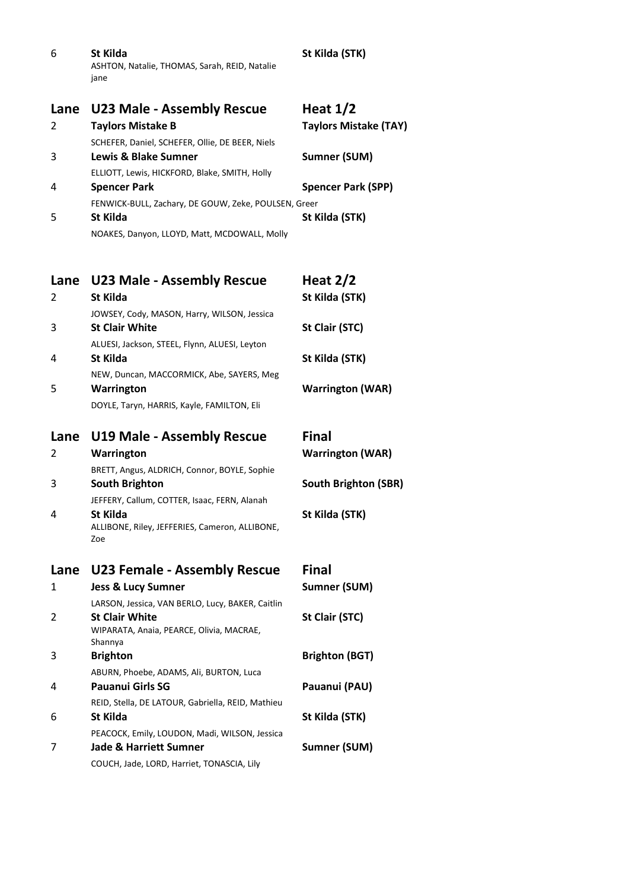| | | |
|---|---|---|
| 6 | **St Kilda**<br>ASHTON, Natalie, THOMAS, Sarah, REID, Natalie jane | **St Kilda (STK)** |

| Lane | U23 Male - Assembly Rescue | Heat 1/2 |
|---|---|---|
| 2 | **Taylors Mistake B**<br>SCHEFER, Daniel, SCHEFER, Ollie, DE BEER, Niels | **Taylors Mistake (TAY)** |
| 3 | **Lewis & Blake Sumner**<br>ELLIOTT, Lewis, HICKFORD, Blake, SMITH, Holly | **Sumner (SUM)** |
| 4 | **Spencer Park**<br>FENWICK-BULL, Zachary, DE GOUW, Zeke, POULSEN, Greer | **Spencer Park (SPP)** |
| 5 | **St Kilda**<br>NOAKES, Danyon, LLOYD, Matt, MCDOWALL, Molly | **St Kilda (STK)** |

| Lane | U23 Male - Assembly Rescue | Heat 2/2 |
|---|---|---|
| 2 | **St Kilda**<br>JOWSEY, Cody, MASON, Harry, WILSON, Jessica | **St Kilda (STK)** |
| 3 | **St Clair White**<br>ALUESI, Jackson, STEEL, Flynn, ALUESI, Leyton | **St Clair (STC)** |
| 4 | **St Kilda**<br>NEW, Duncan, MACCORMICK, Abe, SAYERS, Meg | **St Kilda (STK)** |
| 5 | **Warrington**<br>DOYLE, Taryn, HARRIS, Kayle, FAMILTON, Eli | **Warrington (WAR)** |

| Lane | U19 Male - Assembly Rescue | Final |
|---|---|---|
| 2 | **Warrington**<br>BRETT, Angus, ALDRICH, Connor, BOYLE, Sophie | **Warrington (WAR)** |
| 3 | **South Brighton**<br>JEFFERY, Callum, COTTER, Isaac, FERN, Alanah | **South Brighton (SBR)** |
| 4 | **St Kilda**<br>ALLIBONE, Riley, JEFFERIES, Cameron, ALLIBONE, Zoe | **St Kilda (STK)** |

| Lane | U23 Female - Assembly Rescue | Final |
|---|---|---|
| 1 | **Jess & Lucy Sumner**<br>LARSON, Jessica, VAN BERLO, Lucy, BAKER, Caitlin | **Sumner (SUM)** |
| 2 | **St Clair White**<br>WIPARATA, Anaia, PEARCE, Olivia, MACRAE, Shannya | **St Clair (STC)** |
| 3 | **Brighton**<br>ABURN, Phoebe, ADAMS, Ali, BURTON, Luca | **Brighton (BGT)** |
| 4 | **Pauanui Girls SG**<br>REID, Stella, DE LATOUR, Gabriella, REID, Mathieu | **Pauanui (PAU)** |
| 6 | **St Kilda**<br>PEACOCK, Emily, LOUDON, Madi, WILSON, Jessica | **St Kilda (STK)** |
| 7 | **Jade & Harriett Sumner**<br>COUCH, Jade, LORD, Harriet, TONASCIA, Lily | **Sumner (SUM)** |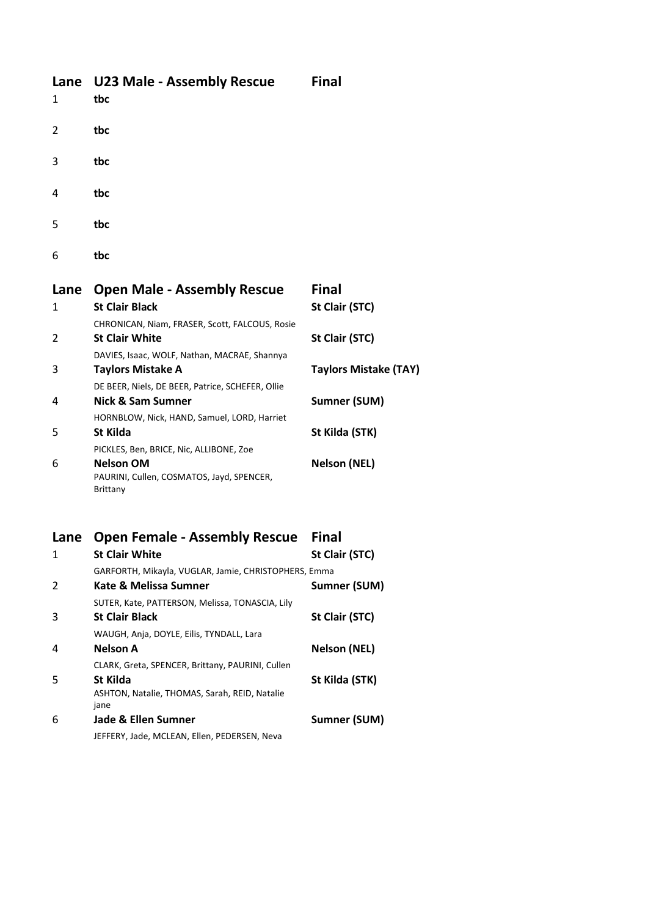| Lane | U23 Male - Assembly Rescue | Final |
|---|---|---|
| 1 | **tbc** | |
| 2 | **tbc** | |
| 3 | **tbc** | |
| 4 | **tbc** | |
| 5 | **tbc** | |
| 6 | **tbc** | |

| Lane | Open Male - Assembly Rescue | Final |
|---|---|---|
| 1 | **St Clair Black**<br>CHRONICAN, Niam, FRASER, Scott, FALCOUS, Rosie | **St Clair (STC)** |
| 2 | **St Clair White**<br>DAVIES, Isaac, WOLF, Nathan, MACRAE, Shannya | **St Clair (STC)** |
| 3 | **Taylors Mistake A**<br>DE BEER, Niels, DE BEER, Patrice, SCHEFER, Ollie | **Taylors Mistake (TAY)** |
| 4 | **Nick & Sam Sumner**<br>HORNBLOW, Nick, HAND, Samuel, LORD, Harriet | **Sumner (SUM)** |
| 5 | **St Kilda**<br>PICKLES, Ben, BRICE, Nic, ALLIBONE, Zoe | **St Kilda (STK)** |
| 6 | **Nelson OM**<br>PAURINI, Cullen, COSMATOS, Jayd, SPENCER, Brittany | **Nelson (NEL)** |

| Lane | Open Female - Assembly Rescue | Final |
|---|---|---|
| 1 | **St Clair White**<br>GARFORTH, Mikayla, VUGLAR, Jamie, CHRISTOPHERS, Emma | **St Clair (STC)** |
| 2 | **Kate & Melissa Sumner**<br>SUTER, Kate, PATTERSON, Melissa, TONASCIA, Lily | **Sumner (SUM)** |
| 3 | **St Clair Black**<br>WAUGH, Anja, DOYLE, Eilis, TYNDALL, Lara | **St Clair (STC)** |
| 4 | **Nelson A**<br>CLARK, Greta, SPENCER, Brittany, PAURINI, Cullen | **Nelson (NEL)** |
| 5 | **St Kilda**<br>ASHTON, Natalie, THOMAS, Sarah, REID, Natalie jane | **St Kilda (STK)** |
| 6 | **Jade & Ellen Sumner**<br>JEFFERY, Jade, MCLEAN, Ellen, PEDERSEN, Neva | **Sumner (SUM)** |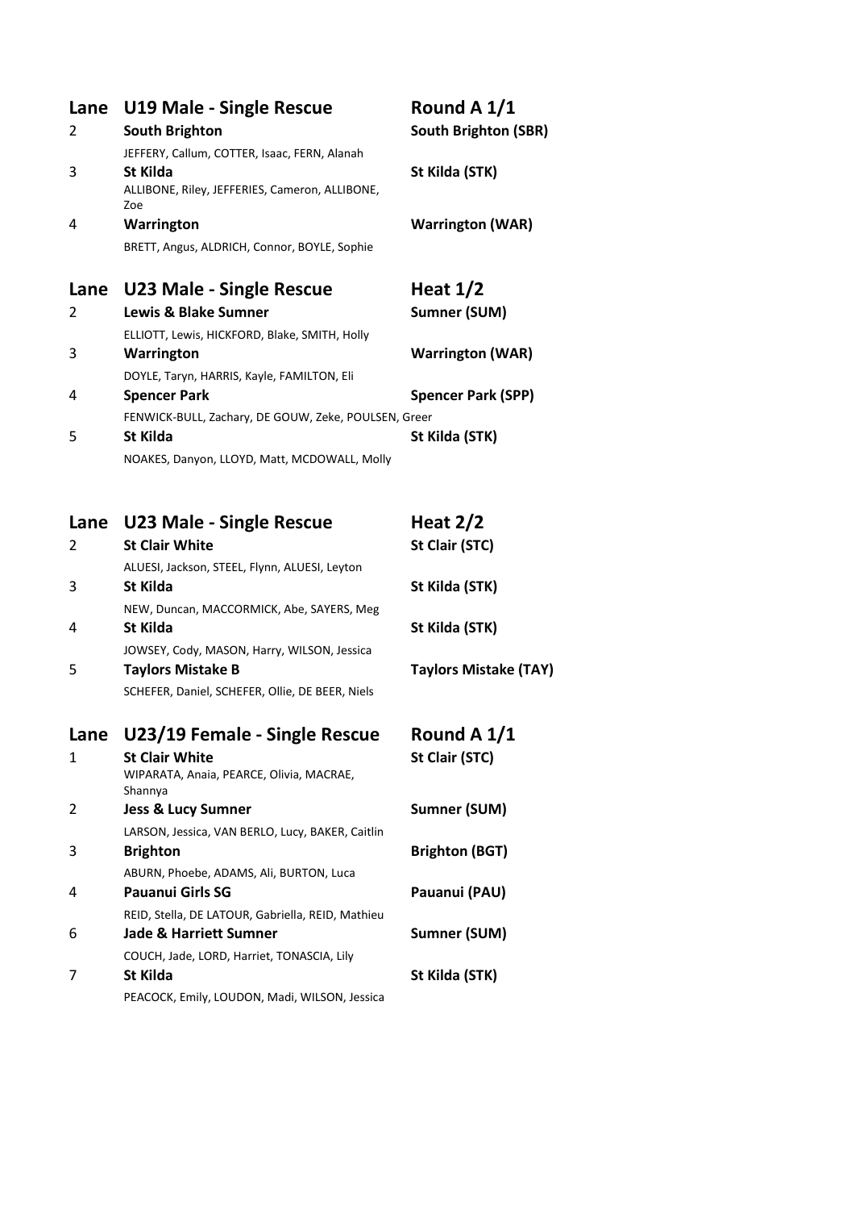| Lane | U19 Male - Single Rescue | Round A 1/1 |
| --- | --- | --- |
| 2 | **South Brighton** | **South Brighton (SBR)** |
| | JEFFERY, Callum, COTTER, Isaac, FERN, Alanah | |
| 3 | **St Kilda** | **St Kilda (STK)** |
| | ALLIBONE, Riley, JEFFERIES, Cameron, ALLIBONE, Zoe | |
| 4 | **Warrington** | **Warrington (WAR)** |
| | BRETT, Angus, ALDRICH, Connor, BOYLE, Sophie | |

| Lane | U23 Male - Single Rescue | Heat 1/2 |
| --- | --- | --- |
| 2 | **Lewis & Blake Sumner** | **Sumner (SUM)** |
| | ELLIOTT, Lewis, HICKFORD, Blake, SMITH, Holly | |
| 3 | **Warrington** | **Warrington (WAR)** |
| | DOYLE, Taryn, HARRIS, Kayle, FAMILTON, Eli | |
| 4 | **Spencer Park** | **Spencer Park (SPP)** |
| | FENWICK-BULL, Zachary, DE GOUW, Zeke, POULSEN, Greer | |
| 5 | **St Kilda** | **St Kilda (STK)** |
| | NOAKES, Danyon, LLOYD, Matt, MCDOWALL, Molly | |

| Lane | U23 Male - Single Rescue | Heat 2/2 |
| --- | --- | --- |
| 2 | **St Clair White** | **St Clair (STC)** |
| | ALUESI, Jackson, STEEL, Flynn, ALUESI, Leyton | |
| 3 | **St Kilda** | **St Kilda (STK)** |
| | NEW, Duncan, MACCORMICK, Abe, SAYERS, Meg | |
| 4 | **St Kilda** | **St Kilda (STK)** |
| | JOWSEY, Cody, MASON, Harry, WILSON, Jessica | |
| 5 | **Taylors Mistake B** | **Taylors Mistake (TAY)** |
| | SCHEFER, Daniel, SCHEFER, Ollie, DE BEER, Niels | |

| Lane | U23/19 Female - Single Rescue | Round A 1/1 |
| --- | --- | --- |
| 1 | **St Clair White** | **St Clair (STC)** |
| | WIPARATA, Anaia, PEARCE, Olivia, MACRAE, Shannya | |
| 2 | **Jess & Lucy Sumner** | **Sumner (SUM)** |
| | LARSON, Jessica, VAN BERLO, Lucy, BAKER, Caitlin | |
| 3 | **Brighton** | **Brighton (BGT)** |
| | ABURN, Phoebe, ADAMS, Ali, BURTON, Luca | |
| 4 | **Pauanui Girls SG** | **Pauanui (PAU)** |
| | REID, Stella, DE LATOUR, Gabriella, REID, Mathieu | |
| 6 | **Jade & Harriett Sumner** | **Sumner (SUM)** |
| | COUCH, Jade, LORD, Harriet, TONASCIA, Lily | |
| 7 | **St Kilda** | **St Kilda (STK)** |
| | PEACOCK, Emily, LOUDON, Madi, WILSON, Jessica | |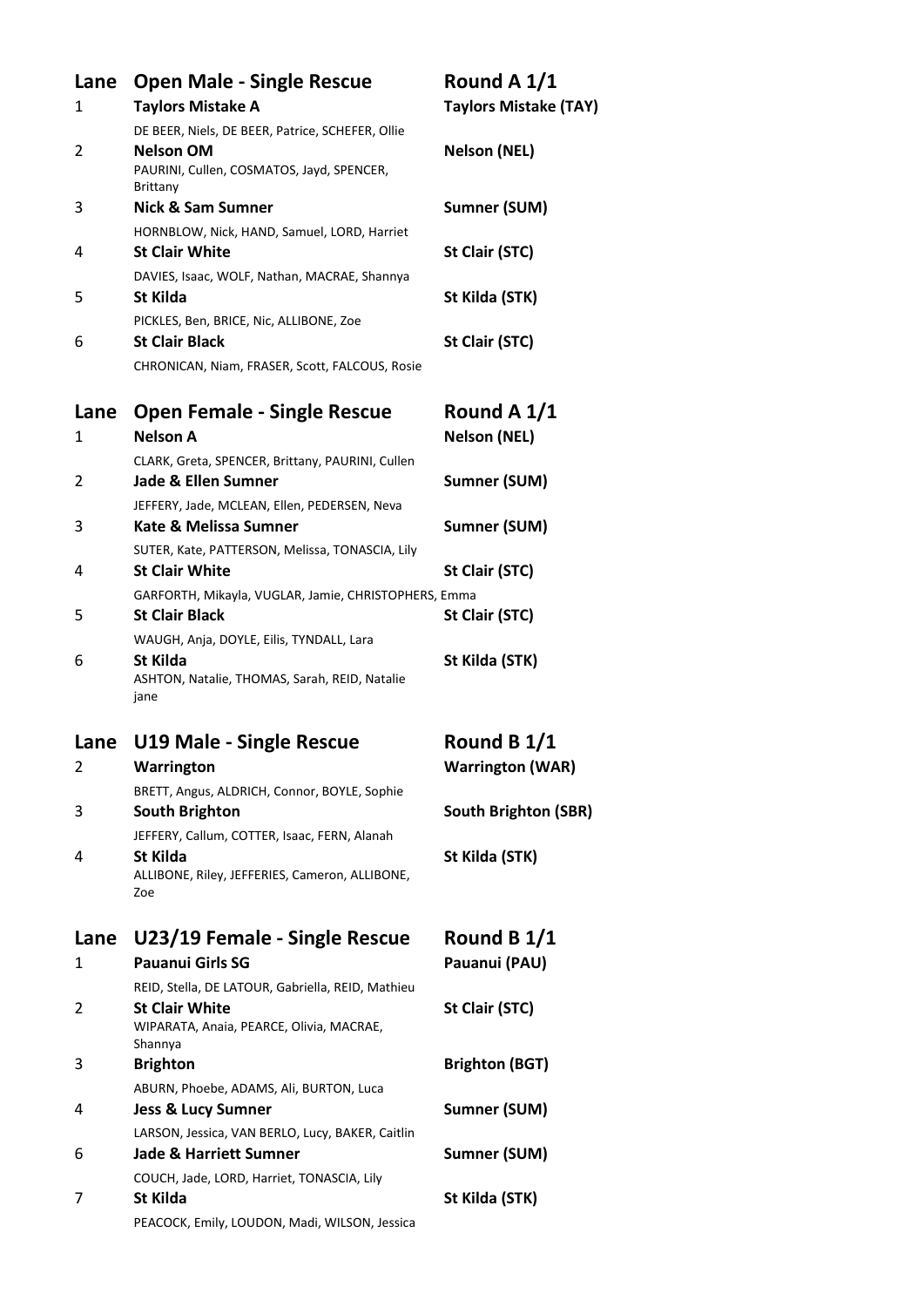| Lane | Open Male - Single Rescue | Round A 1/1 |
|---|---|---|
| 1 | **Taylors Mistake A**<br>DE BEER, Niels, DE BEER, Patrice, SCHEFER, Ollie | **Taylors Mistake (TAY)** |
| 2 | **Nelson OM**<br>PAURINI, Cullen, COSMATOS, Jayd, SPENCER, Brittany | **Nelson (NEL)** |
| 3 | **Nick & Sam Sumner**<br>HORNBLOW, Nick, HAND, Samuel, LORD, Harriet | **Sumner (SUM)** |
| 4 | **St Clair White**<br>DAVIES, Isaac, WOLF, Nathan, MACRAE, Shannya | **St Clair (STC)** |
| 5 | **St Kilda**<br>PICKLES, Ben, BRICE, Nic, ALLIBONE, Zoe | **St Kilda (STK)** |
| 6 | **St Clair Black**<br>CHRONICAN, Niam, FRASER, Scott, FALCOUS, Rosie | **St Clair (STC)** |

| Lane | Open Female - Single Rescue | Round A 1/1 |
|---|---|---|
| 1 | **Nelson A**<br>CLARK, Greta, SPENCER, Brittany, PAURINI, Cullen | **Nelson (NEL)** |
| 2 | **Jade & Ellen Sumner**<br>JEFFERY, Jade, MCLEAN, Ellen, PEDERSEN, Neva | **Sumner (SUM)** |
| 3 | **Kate & Melissa Sumner**<br>SUTER, Kate, PATTERSON, Melissa, TONASCIA, Lily | **Sumner (SUM)** |
| 4 | **St Clair White**<br>GARFORTH, Mikayla, VUGLAR, Jamie, CHRISTOPHERS, Emma | **St Clair (STC)** |
| 5 | **St Clair Black**<br>WAUGH, Anja, DOYLE, Eilis, TYNDALL, Lara | **St Clair (STC)** |
| 6 | **St Kilda**<br>ASHTON, Natalie, THOMAS, Sarah, REID, Natalie jane | **St Kilda (STK)** |

| Lane | U19 Male - Single Rescue | Round B 1/1 |
|---|---|---|
| 2 | **Warrington**<br>BRETT, Angus, ALDRICH, Connor, BOYLE, Sophie | **Warrington (WAR)** |
| 3 | **South Brighton**<br>JEFFERY, Callum, COTTER, Isaac, FERN, Alanah | **South Brighton (SBR)** |
| 4 | **St Kilda**<br>ALLIBONE, Riley, JEFFERIES, Cameron, ALLIBONE, Zoe | **St Kilda (STK)** |

| Lane | U23/19 Female - Single Rescue | Round B 1/1 |
|---|---|---|
| 1 | **Pauanui Girls SG**<br>REID, Stella, DE LATOUR, Gabriella, REID, Mathieu | **Pauanui (PAU)** |
| 2 | **St Clair White**<br>WIPARATA, Anaia, PEARCE, Olivia, MACRAE, Shannya | **St Clair (STC)** |
| 3 | **Brighton**<br>ABURN, Phoebe, ADAMS, Ali, BURTON, Luca | **Brighton (BGT)** |
| 4 | **Jess & Lucy Sumner**<br>LARSON, Jessica, VAN BERLO, Lucy, BAKER, Caitlin | **Sumner (SUM)** |
| 6 | **Jade & Harriett Sumner**<br>COUCH, Jade, LORD, Harriet, TONASCIA, Lily | **Sumner (SUM)** |
| 7 | **St Kilda**<br>PEACOCK, Emily, LOUDON, Madi, WILSON, Jessica | **St Kilda (STK)** |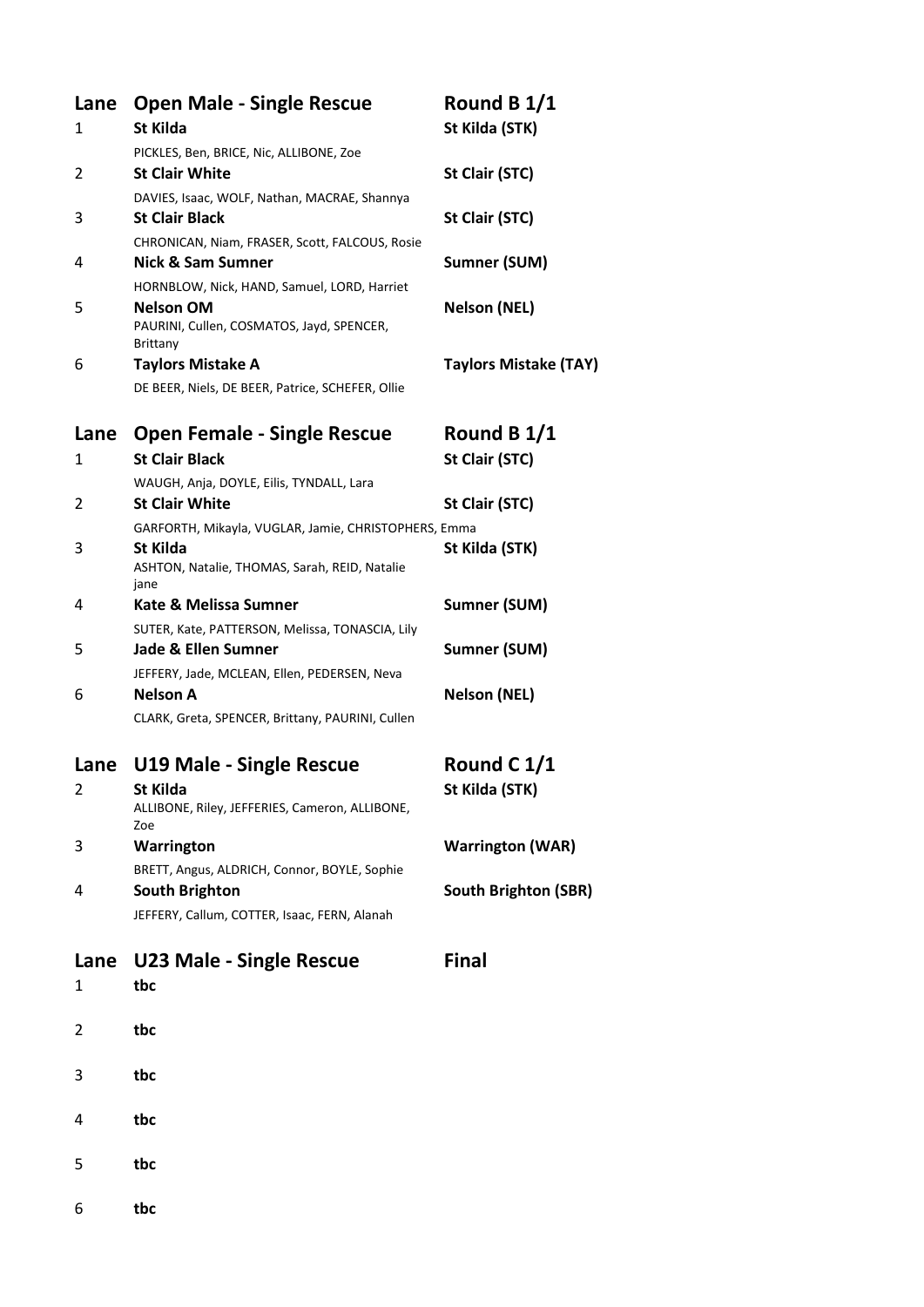| Lane | Open Male - Single Rescue | Round B 1/1 |
|---|---|---|
| 1 | **St Kilda** | **St Kilda (STK)** |
| | PICKLES, Ben, BRICE, Nic, ALLIBONE, Zoe | |
| 2 | **St Clair White** | **St Clair (STC)** |
| | DAVIES, Isaac, WOLF, Nathan, MACRAE, Shannya | |
| 3 | **St Clair Black** | **St Clair (STC)** |
| | CHRONICAN, Niam, FRASER, Scott, FALCOUS, Rosie | |
| 4 | **Nick & Sam Sumner** | **Sumner (SUM)** |
| | HORNBLOW, Nick, HAND, Samuel, LORD, Harriet | |
| 5 | **Nelson OM** | **Nelson (NEL)** |
| | PAURINI, Cullen, COSMATOS, Jayd, SPENCER, Brittany | |
| 6 | **Taylors Mistake A** | **Taylors Mistake (TAY)** |
| | DE BEER, Niels, DE BEER, Patrice, SCHEFER, Ollie | |

| Lane | Open Female - Single Rescue | Round B 1/1 |
|---|---|---|
| 1 | **St Clair Black** | **St Clair (STC)** |
| | WAUGH, Anja, DOYLE, Eilis, TYNDALL, Lara | |
| 2 | **St Clair White** | **St Clair (STC)** |
| | GARFORTH, Mikayla, VUGLAR, Jamie, CHRISTOPHERS, Emma | |
| 3 | **St Kilda** | **St Kilda (STK)** |
| | ASHTON, Natalie, THOMAS, Sarah, REID, Natalie jane | |
| 4 | **Kate & Melissa Sumner** | **Sumner (SUM)** |
| | SUTER, Kate, PATTERSON, Melissa, TONASCIA, Lily | |
| 5 | **Jade & Ellen Sumner** | **Sumner (SUM)** |
| | JEFFERY, Jade, MCLEAN, Ellen, PEDERSEN, Neva | |
| 6 | **Nelson A** | **Nelson (NEL)** |
| | CLARK, Greta, SPENCER, Brittany, PAURINI, Cullen | |

| Lane | U19 Male - Single Rescue | Round C 1/1 |
|---|---|---|
| 2 | **St Kilda** | **St Kilda (STK)** |
| | ALLIBONE, Riley, JEFFERIES, Cameron, ALLIBONE, Zoe | |
| 3 | **Warrington** | **Warrington (WAR)** |
| | BRETT, Angus, ALDRICH, Connor, BOYLE, Sophie | |
| 4 | **South Brighton** | **South Brighton (SBR)** |
| | JEFFERY, Callum, COTTER, Isaac, FERN, Alanah | |

| Lane | U23 Male - Single Rescue | Final |
|---|---|---|
| 1 | **tbc** | |
| 2 | **tbc** | |
| 3 | **tbc** | |
| 4 | **tbc** | |
| 5 | **tbc** | |
| 6 | **tbc** | |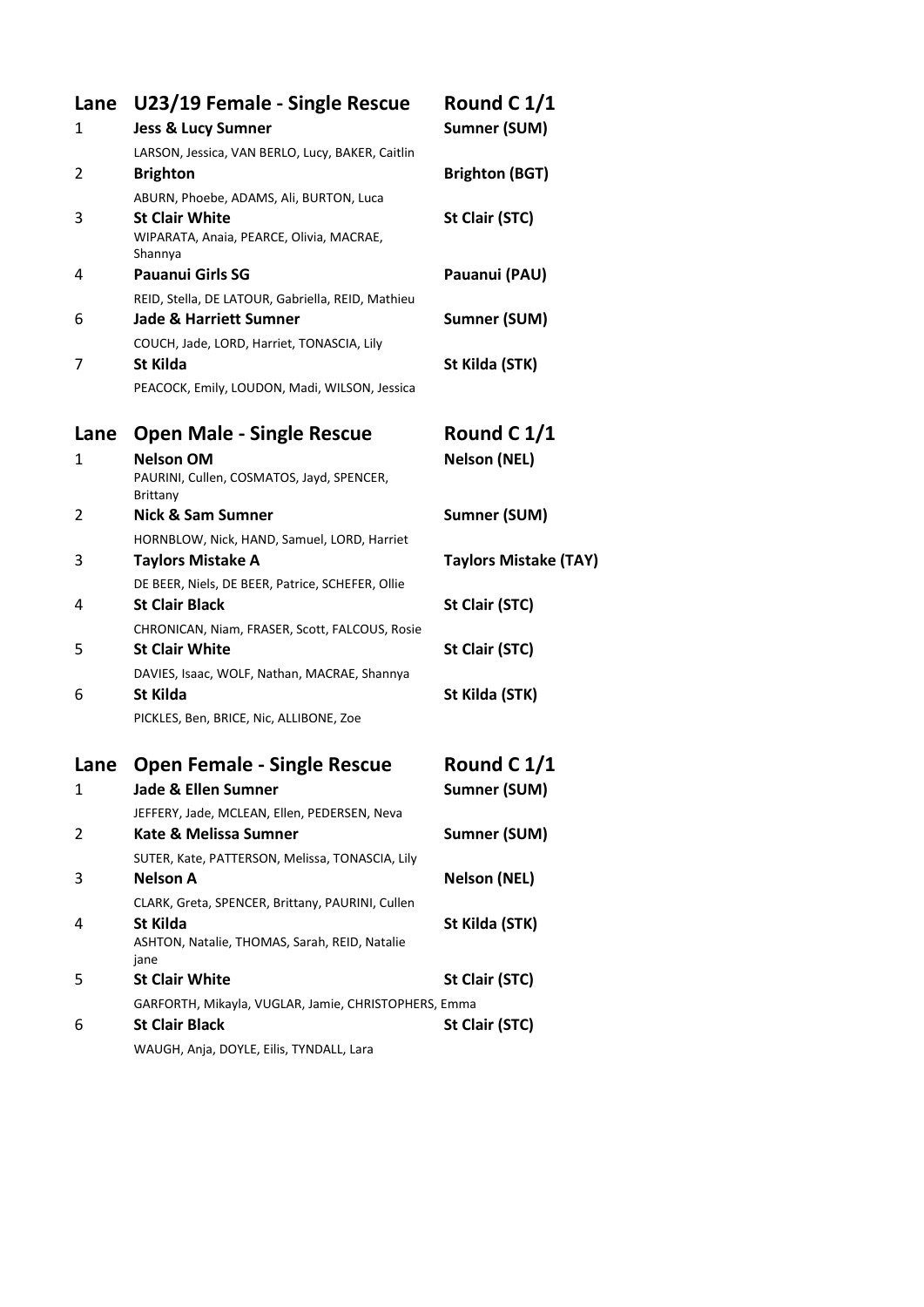| Lane | U23/19 Female - Single Rescue | Round C 1/1 |
|---|---|---|
| 1 | **Jess & Lucy Sumner** | **Sumner (SUM)** |
| | LARSON, Jessica, VAN BERLO, Lucy, BAKER, Caitlin | |
| 2 | **Brighton** | **Brighton (BGT)** |
| | ABURN, Phoebe, ADAMS, Ali, BURTON, Luca | |
| 3 | **St Clair White** | **St Clair (STC)** |
| | WIPARATA, Anaia, PEARCE, Olivia, MACRAE, Shannya | |
| 4 | **Pauanui Girls SG** | **Pauanui (PAU)** |
| | REID, Stella, DE LATOUR, Gabriella, REID, Mathieu | |
| 6 | **Jade & Harriett Sumner** | **Sumner (SUM)** |
| | COUCH, Jade, LORD, Harriet, TONASCIA, Lily | |
| 7 | **St Kilda** | **St Kilda (STK)** |
| | PEACOCK, Emily, LOUDON, Madi, WILSON, Jessica | |

| Lane | Open Male - Single Rescue | Round C 1/1 |
|---|---|---|
| 1 | **Nelson OM** | **Nelson (NEL)** |
| | PAURINI, Cullen, COSMATOS, Jayd, SPENCER, Brittany | |
| 2 | **Nick & Sam Sumner** | **Sumner (SUM)** |
| | HORNBLOW, Nick, HAND, Samuel, LORD, Harriet | |
| 3 | **Taylors Mistake A** | **Taylors Mistake (TAY)** |
| | DE BEER, Niels, DE BEER, Patrice, SCHEFER, Ollie | |
| 4 | **St Clair Black** | **St Clair (STC)** |
| | CHRONICAN, Niam, FRASER, Scott, FALCOUS, Rosie | |
| 5 | **St Clair White** | **St Clair (STC)** |
| | DAVIES, Isaac, WOLF, Nathan, MACRAE, Shannya | |
| 6 | **St Kilda** | **St Kilda (STK)** |
| | PICKLES, Ben, BRICE, Nic, ALLIBONE, Zoe | |

| Lane | Open Female - Single Rescue | Round C 1/1 |
|---|---|---|
| 1 | **Jade & Ellen Sumner** | **Sumner (SUM)** |
| | JEFFERY, Jade, MCLEAN, Ellen, PEDERSEN, Neva | |
| 2 | **Kate & Melissa Sumner** | **Sumner (SUM)** |
| | SUTER, Kate, PATTERSON, Melissa, TONASCIA, Lily | |
| 3 | **Nelson A** | **Nelson (NEL)** |
| | CLARK, Greta, SPENCER, Brittany, PAURINI, Cullen | |
| 4 | **St Kilda** | **St Kilda (STK)** |
| | ASHTON, Natalie, THOMAS, Sarah, REID, Natalie jane | |
| 5 | **St Clair White** | **St Clair (STC)** |
| | GARFORTH, Mikayla, VUGLAR, Jamie, CHRISTOPHERS, Emma | |
| 6 | **St Clair Black** | **St Clair (STC)** |
| | WAUGH, Anja, DOYLE, Eilis, TYNDALL, Lara | |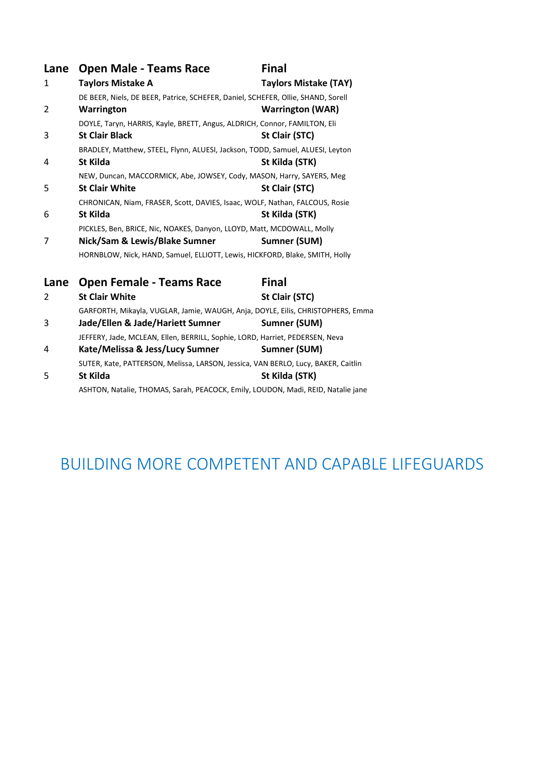| Lane | Open Male - Teams Race | Final |
| --- | --- | --- |
| 1 | **Taylors Mistake A** | **Taylors Mistake (TAY)** |
| | DE BEER, Niels, DE BEER, Patrice, SCHEFER, Daniel, SCHEFER, Ollie, SHAND, Sorell | |
| 2 | **Warrington** | **Warrington (WAR)** |
| | DOYLE, Taryn, HARRIS, Kayle, BRETT, Angus, ALDRICH, Connor, FAMILTON, Eli | |
| 3 | **St Clair Black** | **St Clair (STC)** |
| | BRADLEY, Matthew, STEEL, Flynn, ALUESI, Jackson, TODD, Samuel, ALUESI, Leyton | |
| 4 | **St Kilda** | **St Kilda (STK)** |
| | NEW, Duncan, MACCORMICK, Abe, JOWSEY, Cody, MASON, Harry, SAYERS, Meg | |
| 5 | **St Clair White** | **St Clair (STC)** |
| | CHRONICAN, Niam, FRASER, Scott, DAVIES, Isaac, WOLF, Nathan, FALCOUS, Rosie | |
| 6 | **St Kilda** | **St Kilda (STK)** |
| | PICKLES, Ben, BRICE, Nic, NOAKES, Danyon, LLOYD, Matt, MCDOWALL, Molly | |
| 7 | **Nick/Sam & Lewis/Blake Sumner** | **Sumner (SUM)** |
| | HORNBLOW, Nick, HAND, Samuel, ELLIOTT, Lewis, HICKFORD, Blake, SMITH, Holly | |

| Lane | Open Female - Teams Race | Final |
| --- | --- | --- |
| 2 | **St Clair White** | **St Clair (STC)** |
| | GARFORTH, Mikayla, VUGLAR, Jamie, WAUGH, Anja, DOYLE, Eilis, CHRISTOPHERS, Emma | |
| 3 | **Jade/Ellen & Jade/Hariett Sumner** | **Sumner (SUM)** |
| | JEFFERY, Jade, MCLEAN, Ellen, BERRILL, Sophie, LORD, Harriet, PEDERSEN, Neva | |
| 4 | **Kate/Melissa & Jess/Lucy Sumner** | **Sumner (SUM)** |
| | SUTER, Kate, PATTERSON, Melissa, LARSON, Jessica, VAN BERLO, Lucy, BAKER, Caitlin | |
| 5 | **St Kilda** | **St Kilda (STK)** |
| | ASHTON, Natalie, THOMAS, Sarah, PEACOCK, Emily, LOUDON, Madi, REID, Natalie jane | |

BUILDING MORE COMPETENT AND CAPABLE LIFEGUARDS